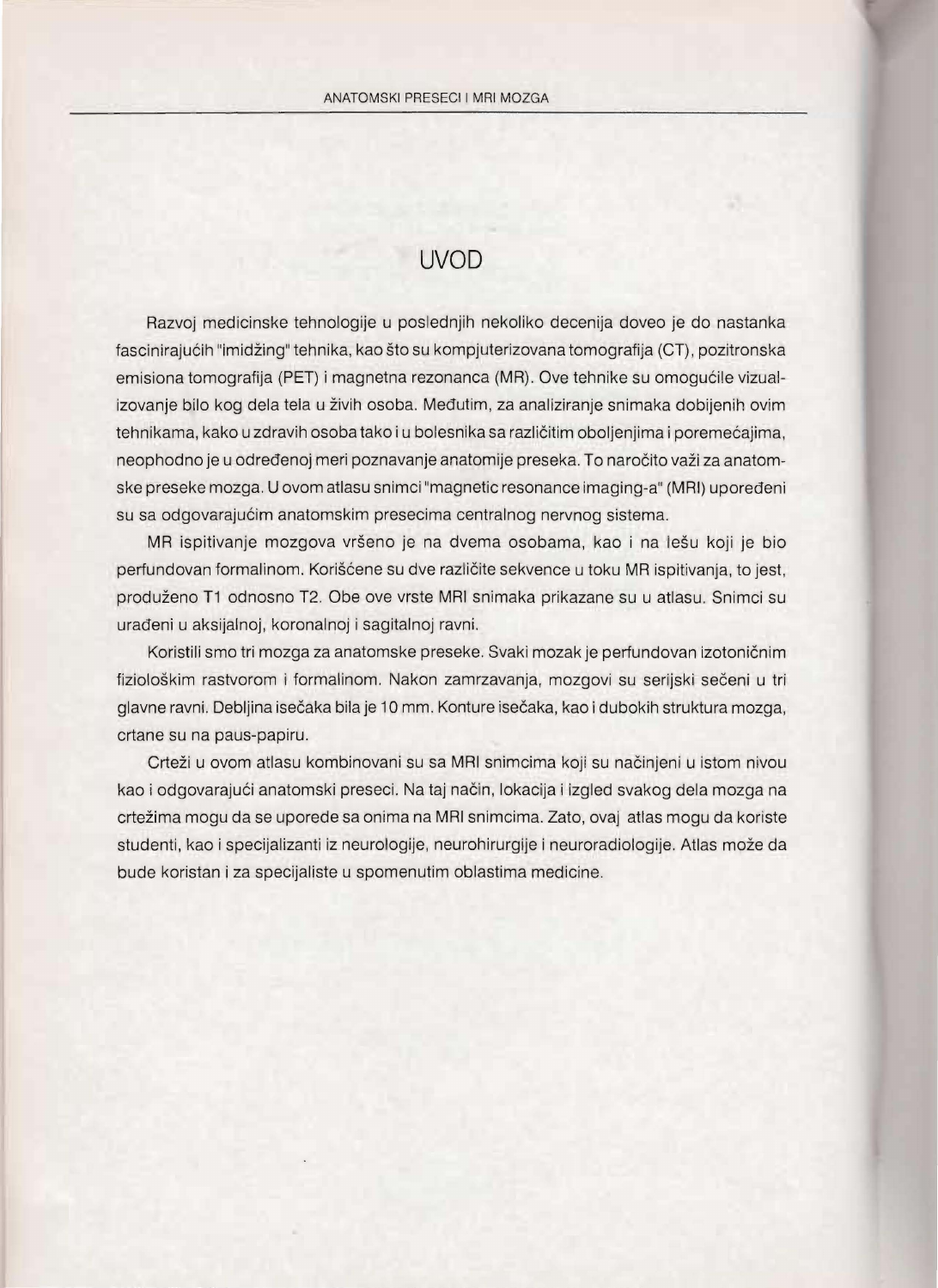# UVOD

Razvoj medicinske tehnologije u poslednjih nekoliko decenija doveo je do nastanka fascinirajućih "imidžing" tehnika, kao što su kompjuterizovana tomografija (CT), pozitronska emisiona tomografija (PET) i magnetna rezonanca (MR). Ove tehnike su omogućile vizualizovanje bilo kog dela tela u živih osoba. Međutim, za analiziranje snimaka dobijenih ovim tehnikama, kako u zdravih osoba tako i u bolesnika sa različitim oboljenjima i poremećajima, neophodno je u određenoj meri poznavanje anatomije preseka. To naročito važi za anatomske preseke mozga. U ovom atlasu snimci "magnetic resonance imaging-a" (MRI) upoređeni su sa odgovarajućim anatomskim presecima centralnog nervnog sistema.

MR ispitivanje mozgova vršeno je na dvema osobama, kao i na lešu koji je bio perfundovan formalinom. Korišćene su dve različite sekvence u toku MR ispitivanja, to jest, produženo T1 odnosno T2. Obe ove vrste MRI snimaka prikazane su u atlasu. Snimci su urađeni u aksijalnoj, koronalnoj i sagitalnoj ravni.

Koristili smo tri mozga za anatomske preseke. Svaki mozak je perfundovan izotoničnim fiziološkim rastvorom i formalinom. Nakon zamrzavanja, mozgovi su serijski sečeni u tri glavne ravni. Debljina isečaka bila je 10 mm. Konture isečaka, kao i dubokih struktura mozga, crtane su na paus-papiru.

Crteži u ovom atlasu kombinovani su sa MRI snimcima koji su načinjeni u istom nivou kao i odgovarajući anatomski preseci. Na taj način, lokacija i izgled svakog dela mozga na crtežima mogu da se uporede sa onima na MRI snimcima. Zato, ovaj atlas mogu da koriste studenti, kao i specijalizanti iz neurologije, neurohirurgije i neuroradiologije. Atlas može da bude koristan i za specijaliste u spomenutim oblastima medicine.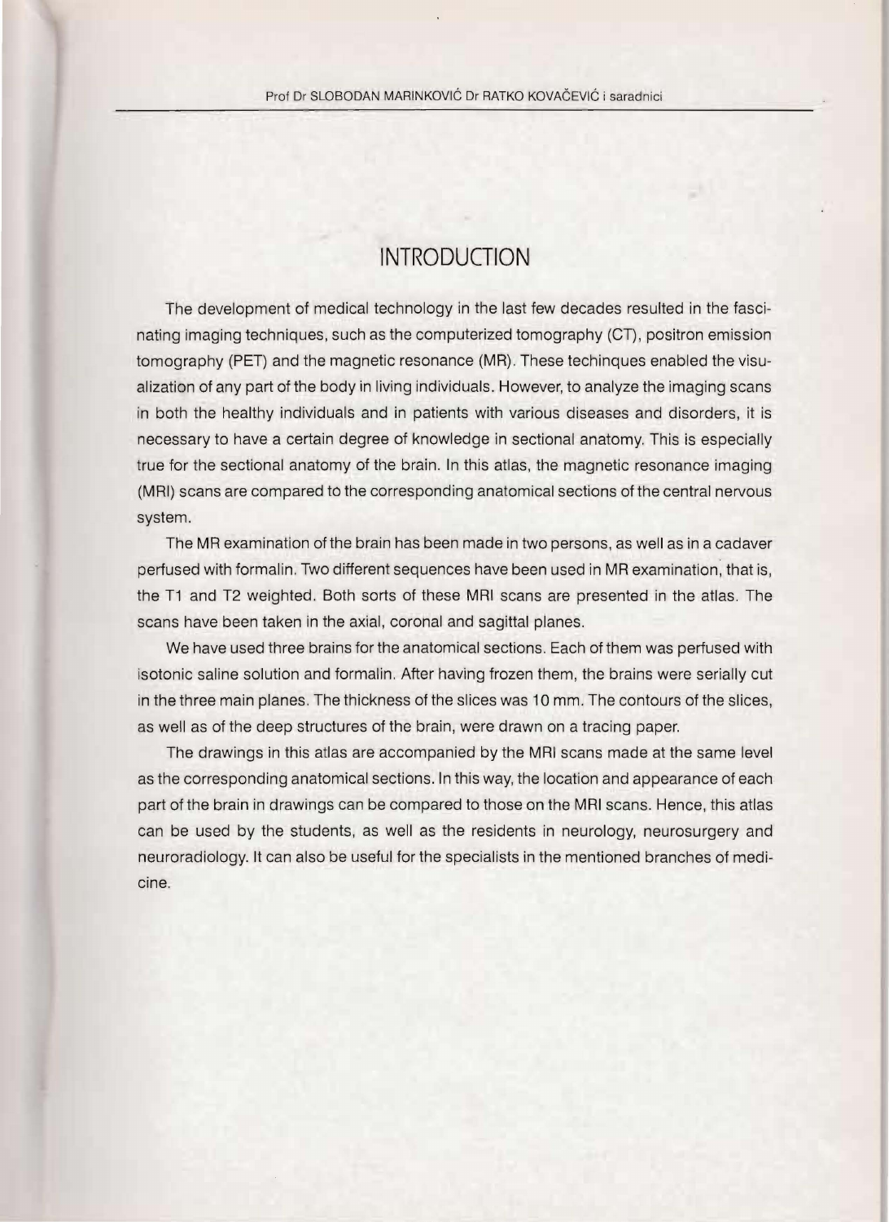# INTRODUCTION

The development of medical technology in the last few decades resulted in the fascinating imaging techniques, such as the computerized tomography (CT), positron emission tomography (PET) and the magnetic resonance (MR). These techinques enabled the visualization of any part of the body in living individuals. However, to analyze the imaging scans in both the healthy individuals and in patients with various diseases and disorders, it is necessary to have a certain degree of knowledge in sectional anatomy. This is especially true for the sectional anatomy of the brain. In this atlas, the magnetic resonance imaging (MRI) scans are compared to the corresponding anatomical sections of the central nervous system.

The MR examination of the brain has been made in two persons, as well as in a cadaver perfused with formalin. Two different sequences have been used in MR examination, that is, the T1 and T2 weighted. Both sorts of these MRI scans are presented in the atlas. The scans have been taken in the axial, coronal and sagittal planes.

We have used three brains for the anatomical sections. Each of them was perfused with isotonic saline solution and formalin. After having frozen them, the brains were serially cut in the three main planes. The thickness of the slices was 10 mm. The contours of the slices, as well as of the deep structures of the brain, were drawn on a tracing paper.

The drawings in this atlas are accompanied by the MRI scans made at the same level as the corresponding anatomical sections. In this way, the location and appearance of each part of the brain in drawings can be compared to those on the MRI scans. Hence, this atlas can be used by the students, as well as the residents in neurology, neurosurgery and neuroradiology. It can also be useful for the specialists in the mentioned branches of medicine.